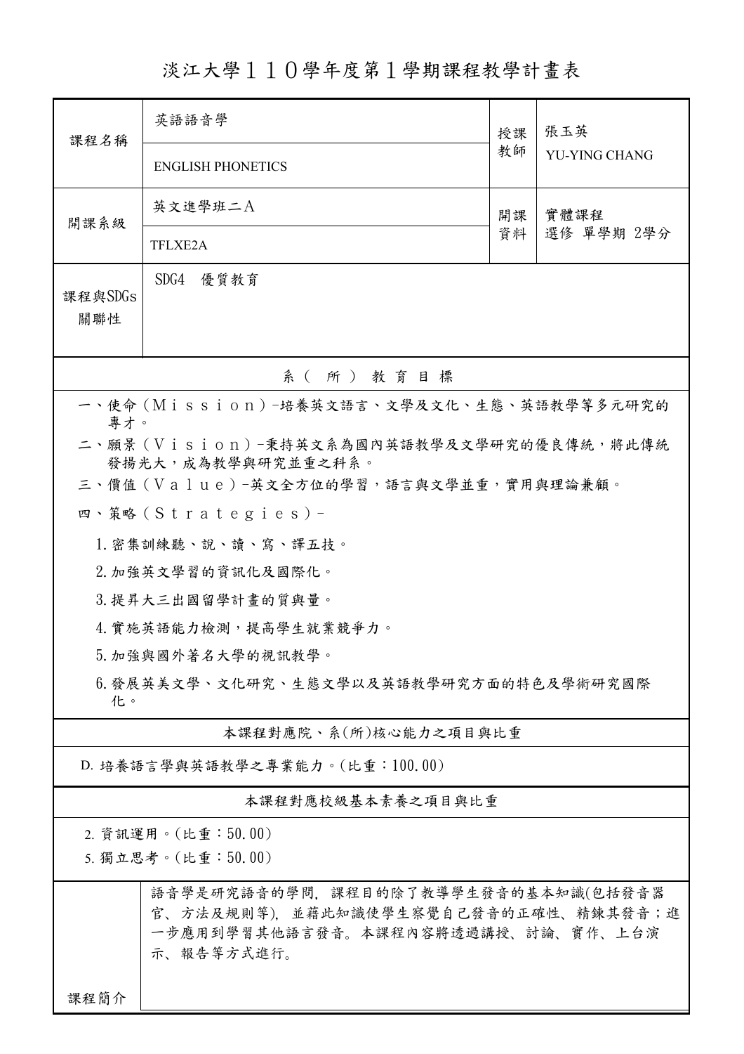# 淡江大學１１０學年度第１學期課程教學計畫表

| 課程名稱 | 英語語音學 | 授課教師 | 張玉英 |
|---|---|---|---|
| | ENGLISH PHONETICS | | YU-YING CHANG |
| 開課系級 | 英文進學班二A | 開課資料 | 實體課程 |
| | TFLXE2A | | 選修 單學期 2學分 |
| 課程與SDGs關聯性 | SDG4　優質教育 | | |

## 系（所）教育目標

一、使命（Ｍｉｓｓｉｏｎ）–培養英文語言、文學及文化、生態、英語教學等多元研究的專才。

二、願景（Ｖｉｓｉｏｎ）–秉持英文系為國內英語教學及文學研究的優良傳統，將此傳統發揚光大，成為教學與研究並重之科系。

三、價值（Ｖａｌｕｅ）–英文全方位的學習，語言與文學並重，實用與理論兼顧。

四、策略（Ｓｔｒａｔｅｇｉｅｓ）–

1. 密集訓練聽、說、讀、寫、譯五技。
2. 加強英文學習的資訊化及國際化。
3. 提昇大三出國留學計畫的質與量。
4. 實施英語能力檢測，提高學生就業競爭力。
5. 加強與國外著名大學的視訊教學。
6. 發展英美文學、文化研究、生態文學以及英語教學研究方面的特色及學術研究國際化。

## 本課程對應院、系(所)核心能力之項目與比重

D. 培養語言學與英語教學之專業能力。(比重：100.00)

## 本課程對應校級基本素養之項目與比重

2. 資訊運用。(比重：50.00)
5. 獨立思考。(比重：50.00)

| 課程簡介 | 語音學是研究語音的學問，課程目的除了教導學生發音的基本知識(包括發音器官、方法及規則等)，並藉此知識使學生察覺自己發音的正確性、精鍊其發音；進一步應用到學習其他語言發音。本課程內容將透過講授、討論、實作、上台演示、報告等方式進行。 |
|---|---|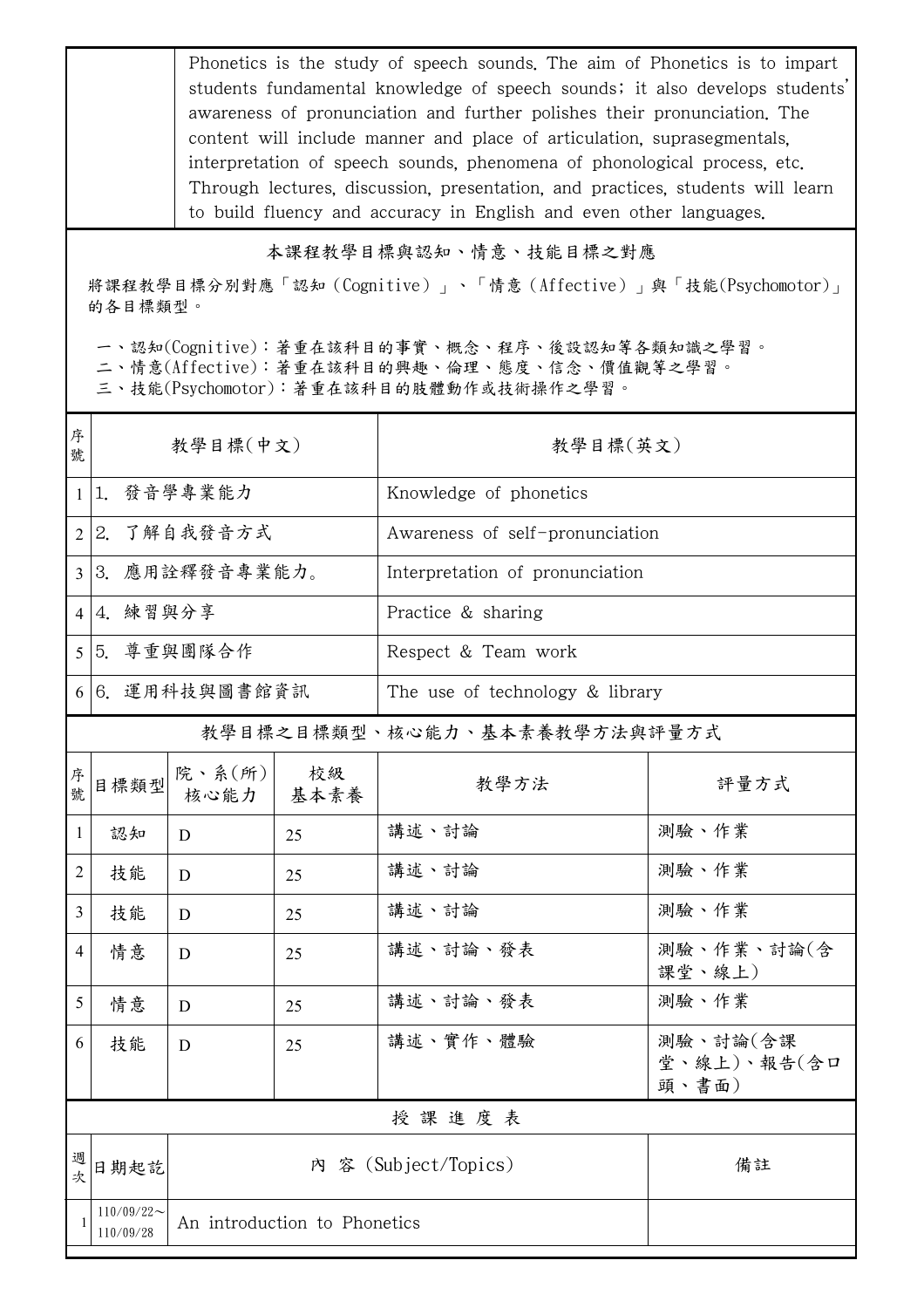| | Phonetics is the study of speech sounds. The aim of Phonetics is to impart students fundamental knowledge of speech sounds; it also develops students' awareness of pronunciation and further polishes their pronunciation. The content will include manner and place of articulation, suprasegmentals, interpretation of speech sounds, phenomena of phonological process, etc. Through lectures, discussion, presentation, and practices, students will learn to build fluency and accuracy in English and even other languages. |
|---|---|

## 本課程教學目標與認知、情意、技能目標之對應

將課程教學目標分別對應「認知（Cognitive）」、「情意（Affective）」與「技能(Psychomotor)」的各目標類型。

一、認知(Cognitive)：著重在該科目的事實、概念、程序、後設認知等各類知識之學習。
二、情意(Affective)：著重在該科目的興趣、倫理、態度、信念、價值觀等之學習。
三、技能(Psychomotor)：著重在該科目的肢體動作或技術操作之學習。

| 序號 | 教學目標(中文) | 教學目標(英文) |
|---|---|---|
| 1 | 1. 發音學專業能力 | Knowledge of phonetics |
| 2 | 2. 了解自我發音方式 | Awareness of self-pronunciation |
| 3 | 3. 應用詮釋發音專業能力。 | Interpretation of pronunciation |
| 4 | 4. 練習與分享 | Practice & sharing |
| 5 | 5. 尊重與團隊合作 | Respect & Team work |
| 6 | 6. 運用科技與圖書館資訊 | The use of technology & library |

## 教學目標之目標類型、核心能力、基本素養教學方法與評量方式

| 序號 | 目標類型 | 院、系(所)核心能力 | 校級基本素養 | 教學方法 | 評量方式 |
|---|---|---|---|---|---|
| 1 | 認知 | D | 25 | 講述、討論 | 測驗、作業 |
| 2 | 技能 | D | 25 | 講述、討論 | 測驗、作業 |
| 3 | 技能 | D | 25 | 講述、討論 | 測驗、作業 |
| 4 | 情意 | D | 25 | 講述、討論、發表 | 測驗、作業、討論(含課堂、線上) |
| 5 | 情意 | D | 25 | 講述、討論、發表 | 測驗、作業 |
| 6 | 技能 | D | 25 | 講述、實作、體驗 | 測驗、討論(含課堂、線上)、報告(含口頭、書面) |

## 授 課 進 度 表

| 週次 | 日期起訖 | 內 容 (Subject/Topics) | 備註 |
|---|---|---|---|
| 1 | 110/09/22～110/09/28 | An introduction to Phonetics | |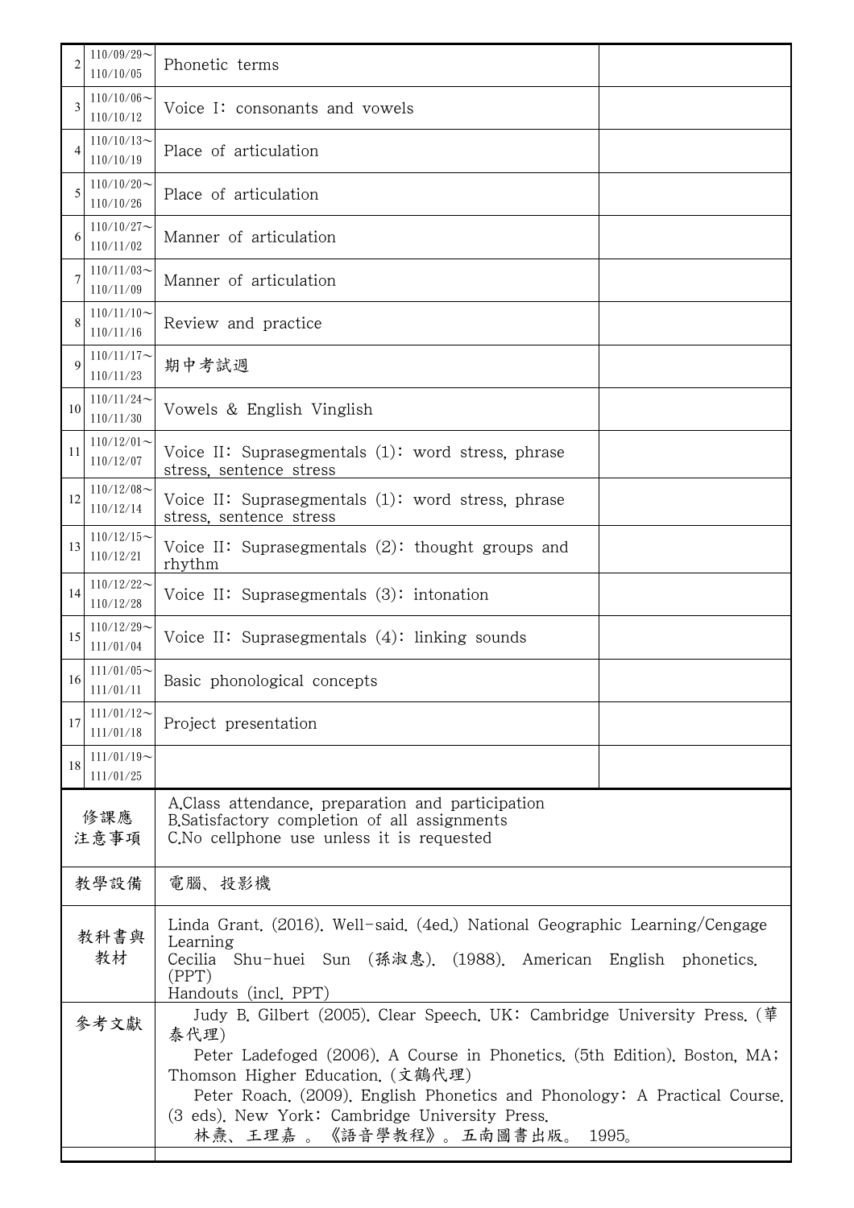| | | | |
|---|---|---|---|
| 2 | 110/09/29～110/10/05 | Phonetic terms | |
| 3 | 110/10/06～110/10/12 | Voice I：consonants and vowels | |
| 4 | 110/10/13～110/10/19 | Place of articulation | |
| 5 | 110/10/20～110/10/26 | Place of articulation | |
| 6 | 110/10/27～110/11/02 | Manner of articulation | |
| 7 | 110/11/03～110/11/09 | Manner of articulation | |
| 8 | 110/11/10～110/11/16 | Review and practice | |
| 9 | 110/11/17～110/11/23 | 期中考試週 | |
| 10 | 110/11/24～110/11/30 | Vowels & English Vinglish | |
| 11 | 110/12/01～110/12/07 | Voice II：Suprasegmentals (1)：word stress, phrase stress, sentence stress | |
| 12 | 110/12/08～110/12/14 | Voice II：Suprasegmentals (1)：word stress, phrase stress, sentence stress | |
| 13 | 110/12/15～110/12/21 | Voice II：Suprasegmentals (2)：thought groups and rhythm | |
| 14 | 110/12/22～110/12/28 | Voice II：Suprasegmentals (3)：intonation | |
| 15 | 110/12/29～111/01/04 | Voice II：Suprasegmentals (4)：linking sounds | |
| 16 | 111/01/05～111/01/11 | Basic phonological concepts | |
| 17 | 111/01/12～111/01/18 | Project presentation | |
| 18 | 111/01/19～111/01/25 | | |

| | |
|---|---|
| 修課應注意事項 | A.Class attendance, preparation and participation<br>B.Satisfactory completion of all assignments<br>C.No cellphone use unless it is requested |
| 教學設備 | 電腦、投影機 |
| 教科書與教材 | Linda Grant. (2016). Well-said. (4ed.) National Geographic Learning/Cengage Learning<br>Cecilia Shu-huei Sun (孫淑惠). (1988). American English phonetics. (PPT)<br>Handouts (incl. PPT) |
| 參考文獻 | Judy B. Gilbert (2005). Clear Speech. UK：Cambridge University Press. (華泰代理)<br>Peter Ladefoged (2006). A Course in Phonetics. (5th Edition). Boston, MA；Thomson Higher Education. (文鶴代理)<br>Peter Roach. (2009). English Phonetics and Phonology：A Practical Course. (3 eds). New York：Cambridge University Press.<br>林燾、王理嘉 。《語音學教程》。五南圖書出版。 1995。 |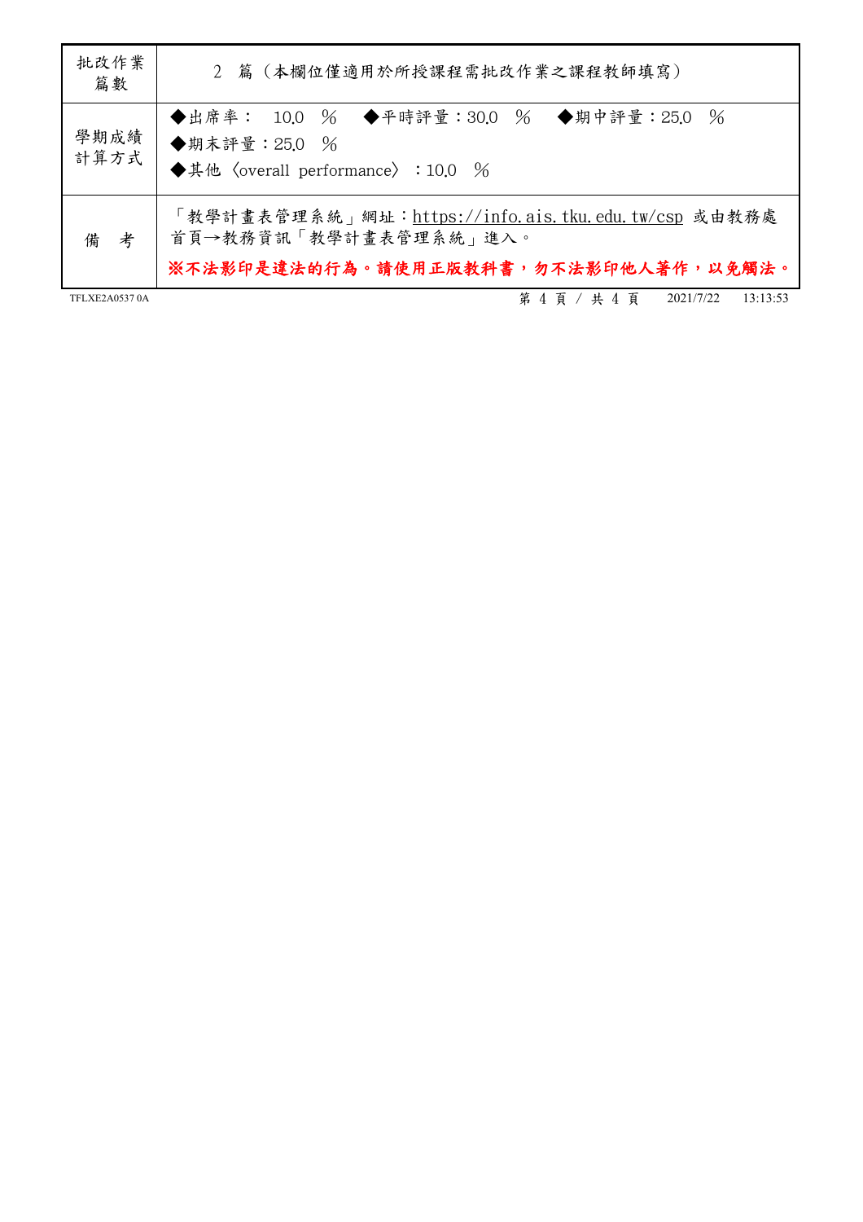| | |
|---|---|
| 批改作業篇數 | 2 篇（本欄位僅適用於所授課程需批改作業之課程教師填寫） |
| 學期成績計算方式 | ◆出席率： 10.0 ％ ◆平時評量：30.0 ％ ◆期中評量：25.0 ％<br>◆期末評量：25.0 ％<br>◆其他〈overall performance〉：10.0 ％ |
| 備 考 | 「教學計畫表管理系統」網址：https://info.ais.tku.edu.tw/csp 或由教務處首頁→教務資訊「教學計畫表管理系統」進入。<br>**※不法影印是違法的行為。請使用正版教科書，勿不法影印他人著作，以免觸法。** |

TFLXE2A0537 0A